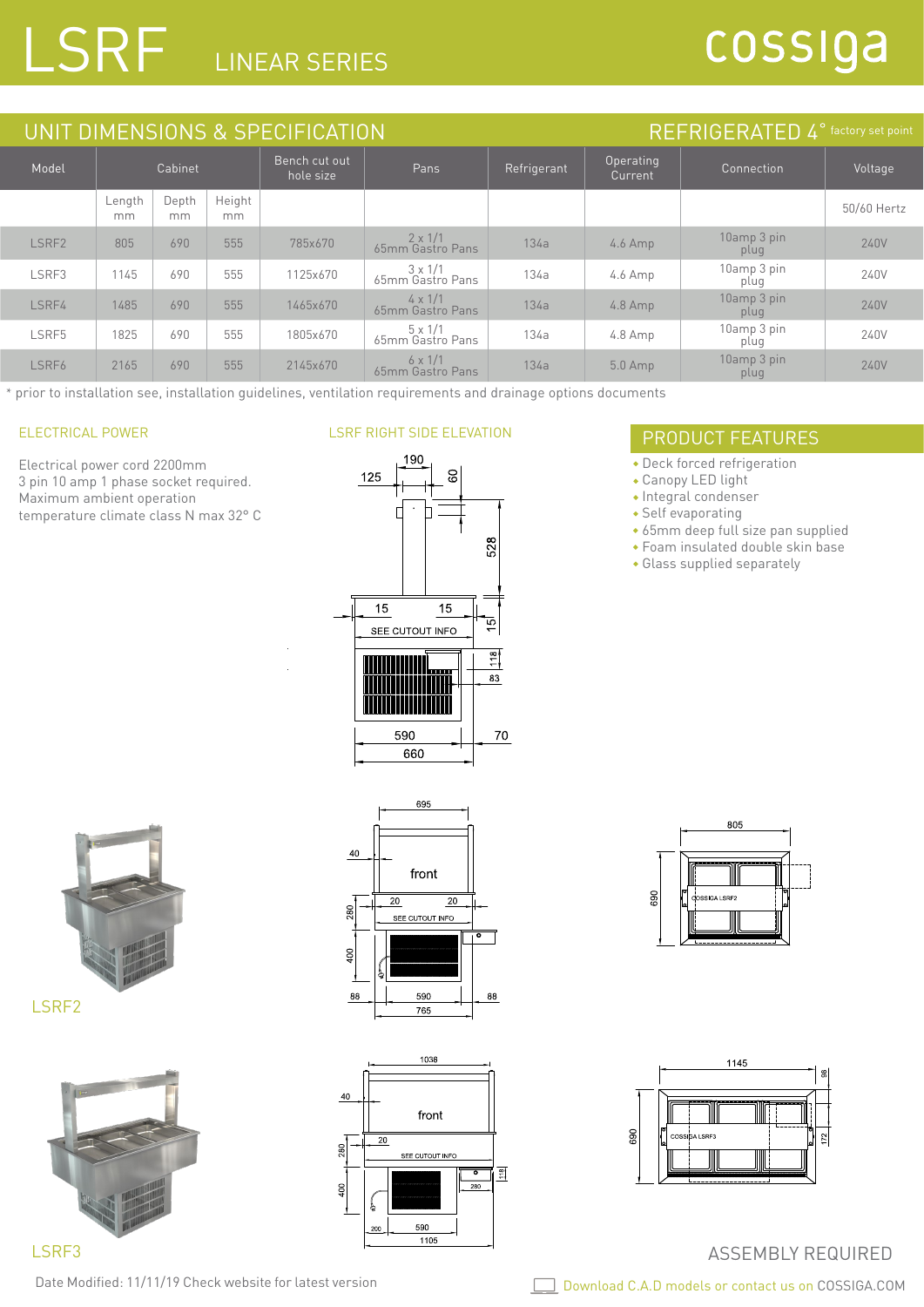# LSRF LINEAR SERIES

cossiga

## UNIT DIMENSIONS & SPECIFICATION

REFRIGERATED 4° factory set point

| Model | Cabinet | | | Bench cut out hole size | Pans | Refrigerant | Operating Current | Connection | Voltage |
|---|---|---|---|---|---|---|---|---|---|
| | Length mm | Depth mm | Height mm | | | | | | 50/60 Hertz |
| LSRF2 | 805 | 690 | 555 | 785x670 | 2 x 1/1 65mm Gastro Pans | 134a | 4.6 Amp | 10amp 3 pin plug | 240V |
| LSRF3 | 1145 | 690 | 555 | 1125x670 | 3 x 1/1 65mm Gastro Pans | 134a | 4.6 Amp | 10amp 3 pin plug | 240V |
| LSRF4 | 1485 | 690 | 555 | 1465x670 | 4 x 1/1 65mm Gastro Pans | 134a | 4.8 Amp | 10amp 3 pin plug | 240V |
| LSRF5 | 1825 | 690 | 555 | 1805x670 | 5 x 1/1 65mm Gastro Pans | 134a | 4.8 Amp | 10amp 3 pin plug | 240V |
| LSRF6 | 2165 | 690 | 555 | 2145x670 | 6 x 1/1 65mm Gastro Pans | 134a | 5.0 Amp | 10amp 3 pin plug | 240V |

* prior to installation see, installation guidelines, ventilation requirements and drainage options documents

### ELECTRICAL POWER

Electrical power cord 2200mm
3 pin 10 amp 1 phase socket required.
Maximum ambient operation
temperature climate class N max 32° C

### LSRF RIGHT SIDE ELEVATION

### PRODUCT FEATURES

- Deck forced refrigeration
- Canopy LED light
- Integral condenser
- Self evaporating
- 65mm deep full size pan supplied
- Foam insulated double skin base
- Glass supplied separately

LSRF2

LSRF3

ASSEMBLY REQUIRED

Date Modified: 11/11/19 Check website for latest version

Download C.A.D models or contact us on COSSIGA.COM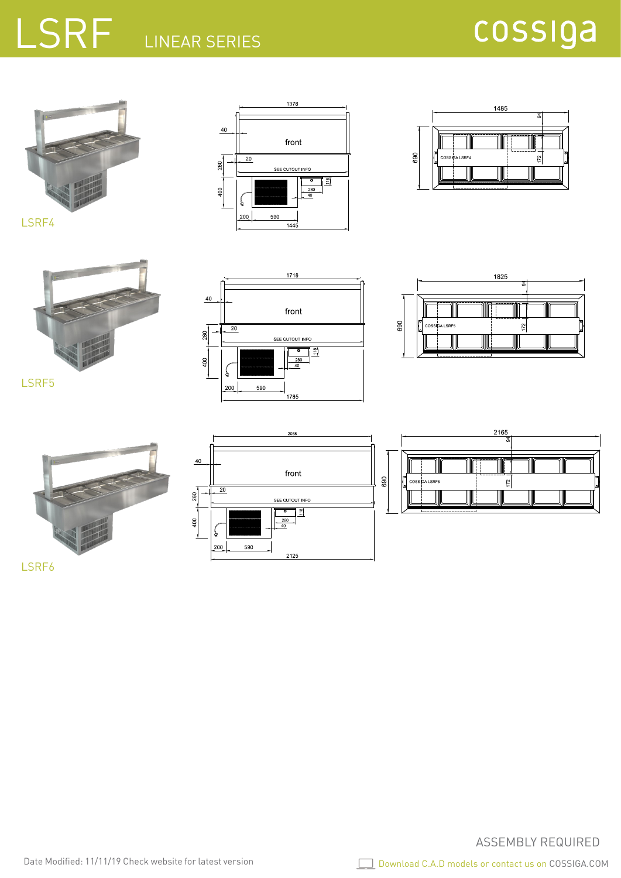# LSRF LINEAR SERIES

cossiga

LSRF4

1378
40
front
20
280
SEE CUTOUT INFO
400
118
280
40
200
590
1445

1485
94
690
COSSIGA LSRF4
172

LSRF5

1718
40
front
20
280
SEE CUTOUT INFO
400
118
280
40
200
590
1785

1825
94
690
COSSIGA LSRF5
172

LSRF6

2058
40
front
20
280
SEE CUTOUT INFO
400
118
280
40
200
590
2125

2165
94
690
COSSIGA LSRF6
172

ASSEMBLY REQUIRED

Date Modified: 11/11/19 Check website for latest version

Download C.A.D models or contact us on COSSIGA.COM